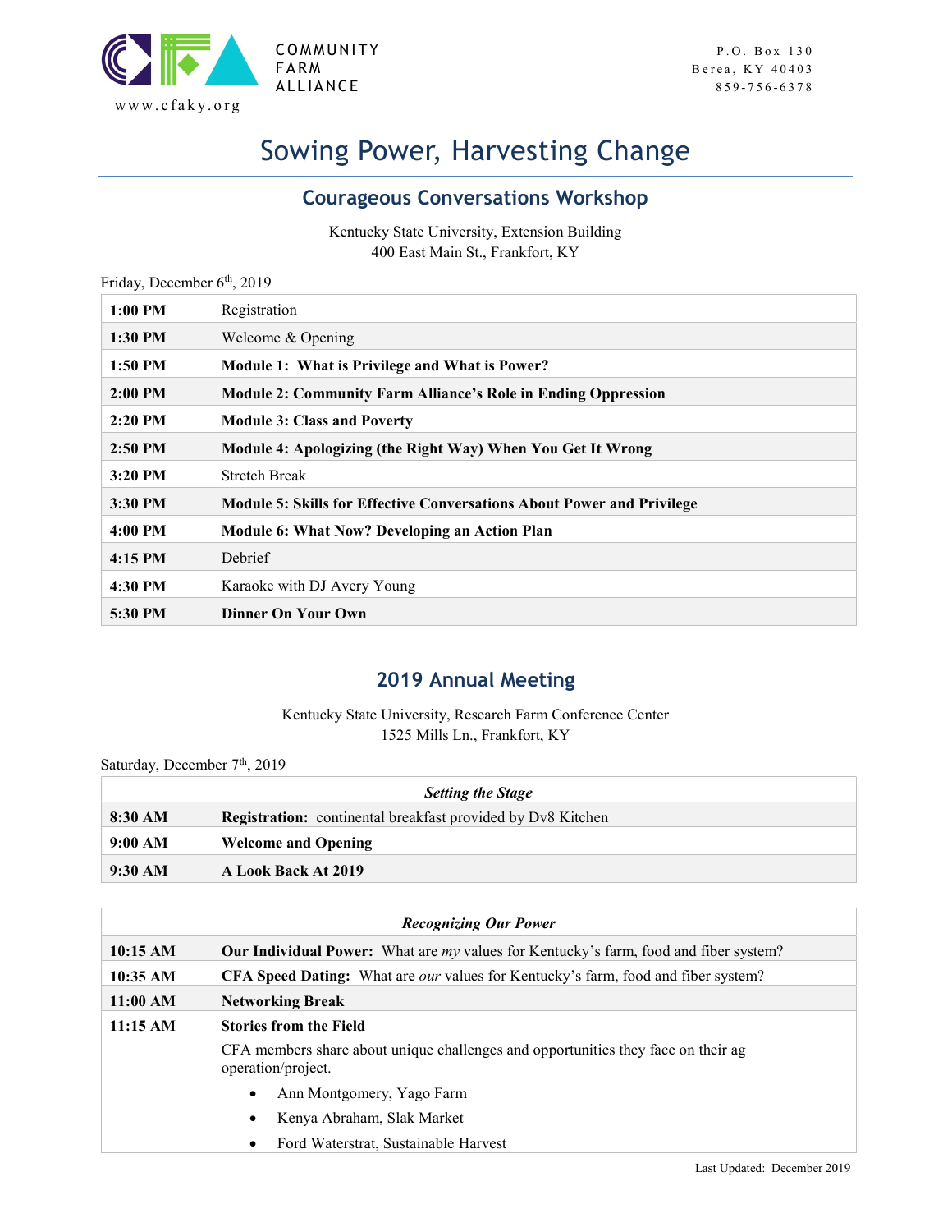COMMUNITY FARM ALLIANCE

www.cfaky.org

P.O. Box 130
Berea, KY 40403
859-756-6378

# Sowing Power, Harvesting Change

## Courageous Conversations Workshop

Kentucky State University, Extension Building
400 East Main St., Frankfort, KY

Friday, December 6th, 2019

| | |
|---|---|
| **1:00 PM** | Registration |
| **1:30 PM** | Welcome & Opening |
| **1:50 PM** | **Module 1: What is Privilege and What is Power?** |
| **2:00 PM** | **Module 2: Community Farm Alliance's Role in Ending Oppression** |
| **2:20 PM** | **Module 3: Class and Poverty** |
| **2:50 PM** | **Module 4: Apologizing (the Right Way) When You Get It Wrong** |
| **3:20 PM** | Stretch Break |
| **3:30 PM** | **Module 5: Skills for Effective Conversations About Power and Privilege** |
| **4:00 PM** | **Module 6: What Now? Developing an Action Plan** |
| **4:15 PM** | Debrief |
| **4:30 PM** | Karaoke with DJ Avery Young |
| **5:30 PM** | **Dinner On Your Own** |

## 2019 Annual Meeting

Kentucky State University, Research Farm Conference Center
1525 Mills Ln., Frankfort, KY

Saturday, December 7th, 2019

| ***Setting the Stage*** | |
|---|---|
| **8:30 AM** | **Registration:** continental breakfast provided by Dv8 Kitchen |
| **9:00 AM** | **Welcome and Opening** |
| **9:30 AM** | **A Look Back At 2019** |

| ***Recognizing Our Power*** | |
|---|---|
| **10:15 AM** | **Our Individual Power:** What are *my* values for Kentucky's farm, food and fiber system? |
| **10:35 AM** | **CFA Speed Dating:** What are *our* values for Kentucky's farm, food and fiber system? |
| **11:00 AM** | **Networking Break** |
| **11:15 AM** | **Stories from the Field**<br>CFA members share about unique challenges and opportunities they face on their ag operation/project.<br>• Ann Montgomery, Yago Farm<br>• Kenya Abraham, Slak Market<br>• Ford Waterstrat, Sustainable Harvest |

Last Updated: December 2019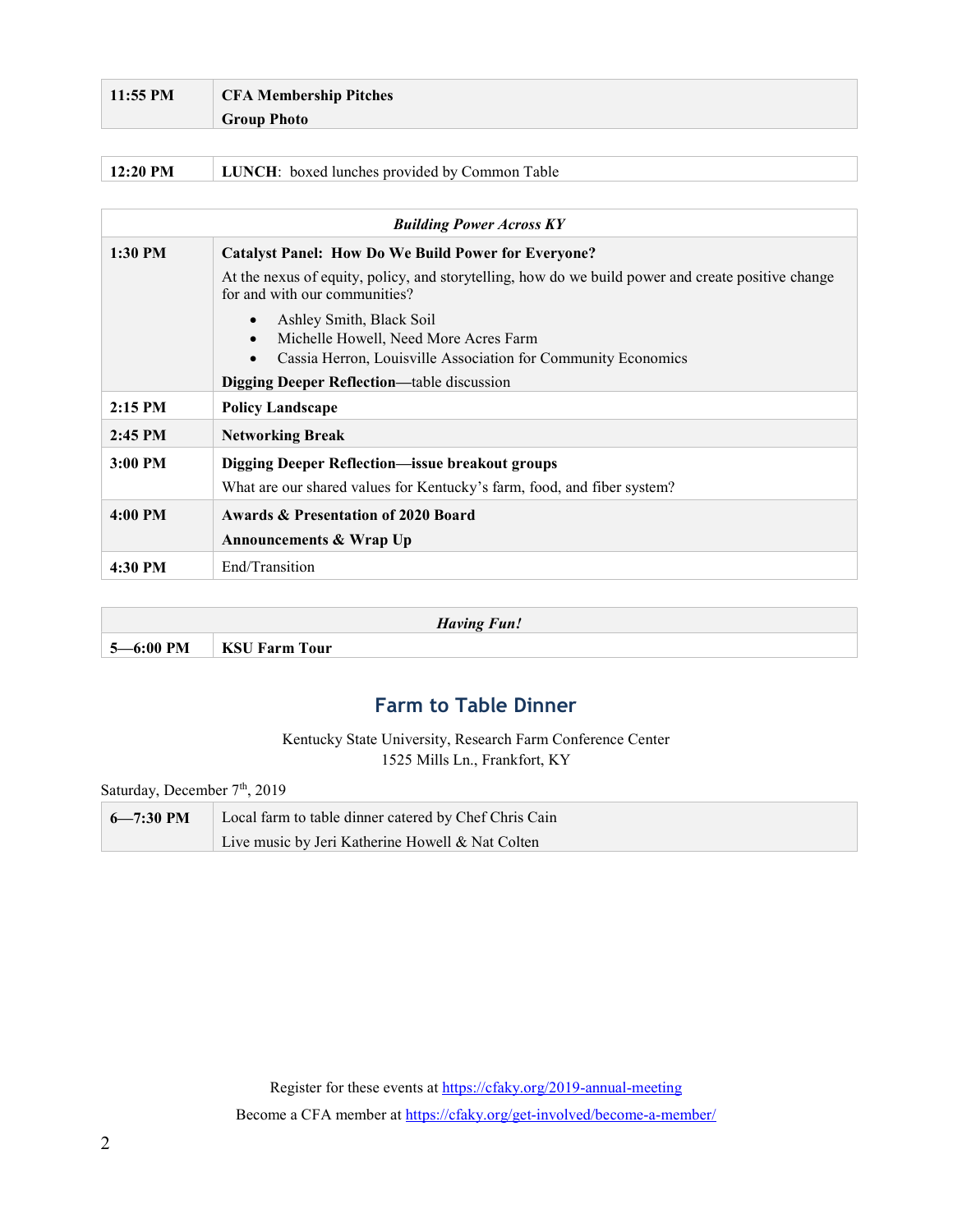| | |
|---|---|
| **11:55 PM** | **CFA Membership Pitches**<br>**Group Photo** |

| | |
|---|---|
| **12:20 PM** | **LUNCH**: boxed lunches provided by Common Table |

| ***Building Power Across KY*** | |
|---|---|
| **1:30 PM** | **Catalyst Panel: How Do We Build Power for Everyone?**<br>At the nexus of equity, policy, and storytelling, how do we build power and create positive change for and with our communities?<br>• Ashley Smith, Black Soil<br>• Michelle Howell, Need More Acres Farm<br>• Cassia Herron, Louisville Association for Community Economics<br>**Digging Deeper Reflection**—table discussion |
| **2:15 PM** | **Policy Landscape** |
| **2:45 PM** | **Networking Break** |
| **3:00 PM** | **Digging Deeper Reflection—issue breakout groups**<br>What are our shared values for Kentucky's farm, food, and fiber system? |
| **4:00 PM** | **Awards & Presentation of 2020 Board**<br>**Announcements & Wrap Up** |
| **4:30 PM** | End/Transition |

| ***Having Fun!*** | |
|---|---|
| **5—6:00 PM** | **KSU Farm Tour** |

## Farm to Table Dinner

Kentucky State University, Research Farm Conference Center
1525 Mills Ln., Frankfort, KY

Saturday, December 7th, 2019

| | |
|---|---|
| **6—7:30 PM** | Local farm to table dinner catered by Chef Chris Cain<br>Live music by Jeri Katherine Howell & Nat Colten |

Register for these events at https://cfaky.org/2019-annual-meeting

Become a CFA member at https://cfaky.org/get-involved/become-a-member/